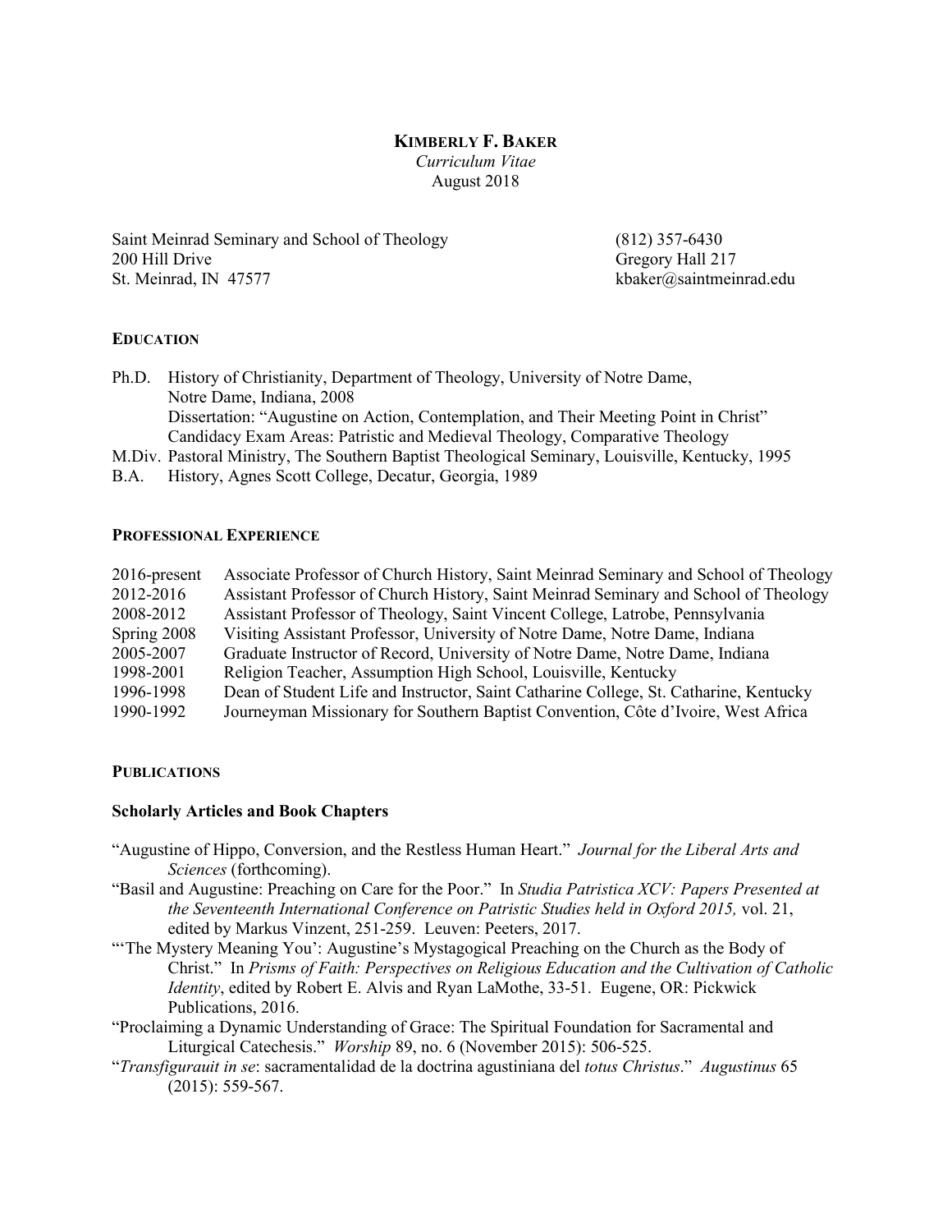# KIMBERLY F. BAKER

*Curriculum Vitae*
August 2018

Saint Meinrad Seminary and School of Theology
200 Hill Drive
St. Meinrad, IN 47577

(812) 357-6430
Gregory Hall 217
kbaker@saintmeinrad.edu

## EDUCATION

Ph.D. History of Christianity, Department of Theology, University of Notre Dame, Notre Dame, Indiana, 2008
Dissertation: "Augustine on Action, Contemplation, and Their Meeting Point in Christ"
Candidacy Exam Areas: Patristic and Medieval Theology, Comparative Theology

M.Div. Pastoral Ministry, The Southern Baptist Theological Seminary, Louisville, Kentucky, 1995

B.A. History, Agnes Scott College, Decatur, Georgia, 1989

## PROFESSIONAL EXPERIENCE

| | |
|---|---|
| 2016-present | Associate Professor of Church History, Saint Meinrad Seminary and School of Theology |
| 2012-2016 | Assistant Professor of Church History, Saint Meinrad Seminary and School of Theology |
| 2008-2012 | Assistant Professor of Theology, Saint Vincent College, Latrobe, Pennsylvania |
| Spring 2008 | Visiting Assistant Professor, University of Notre Dame, Notre Dame, Indiana |
| 2005-2007 | Graduate Instructor of Record, University of Notre Dame, Notre Dame, Indiana |
| 1998-2001 | Religion Teacher, Assumption High School, Louisville, Kentucky |
| 1996-1998 | Dean of Student Life and Instructor, Saint Catharine College, St. Catharine, Kentucky |
| 1990-1992 | Journeyman Missionary for Southern Baptist Convention, Côte d'Ivoire, West Africa |

## PUBLICATIONS

### Scholarly Articles and Book Chapters

"Augustine of Hippo, Conversion, and the Restless Human Heart." *Journal for the Liberal Arts and Sciences* (forthcoming).

"Basil and Augustine: Preaching on Care for the Poor." In *Studia Patristica XCV: Papers Presented at the Seventeenth International Conference on Patristic Studies held in Oxford 2015,* vol. 21, edited by Markus Vinzent, 251-259. Leuven: Peeters, 2017.

"'The Mystery Meaning You': Augustine's Mystagogical Preaching on the Church as the Body of Christ." In *Prisms of Faith: Perspectives on Religious Education and the Cultivation of Catholic Identity*, edited by Robert E. Alvis and Ryan LaMothe, 33-51. Eugene, OR: Pickwick Publications, 2016.

"Proclaiming a Dynamic Understanding of Grace: The Spiritual Foundation for Sacramental and Liturgical Catechesis." *Worship* 89, no. 6 (November 2015): 506-525.

"*Transfigurauit in se*: sacramentalidad de la doctrina agustiniana del *totus Christus*." *Augustinus* 65 (2015): 559-567.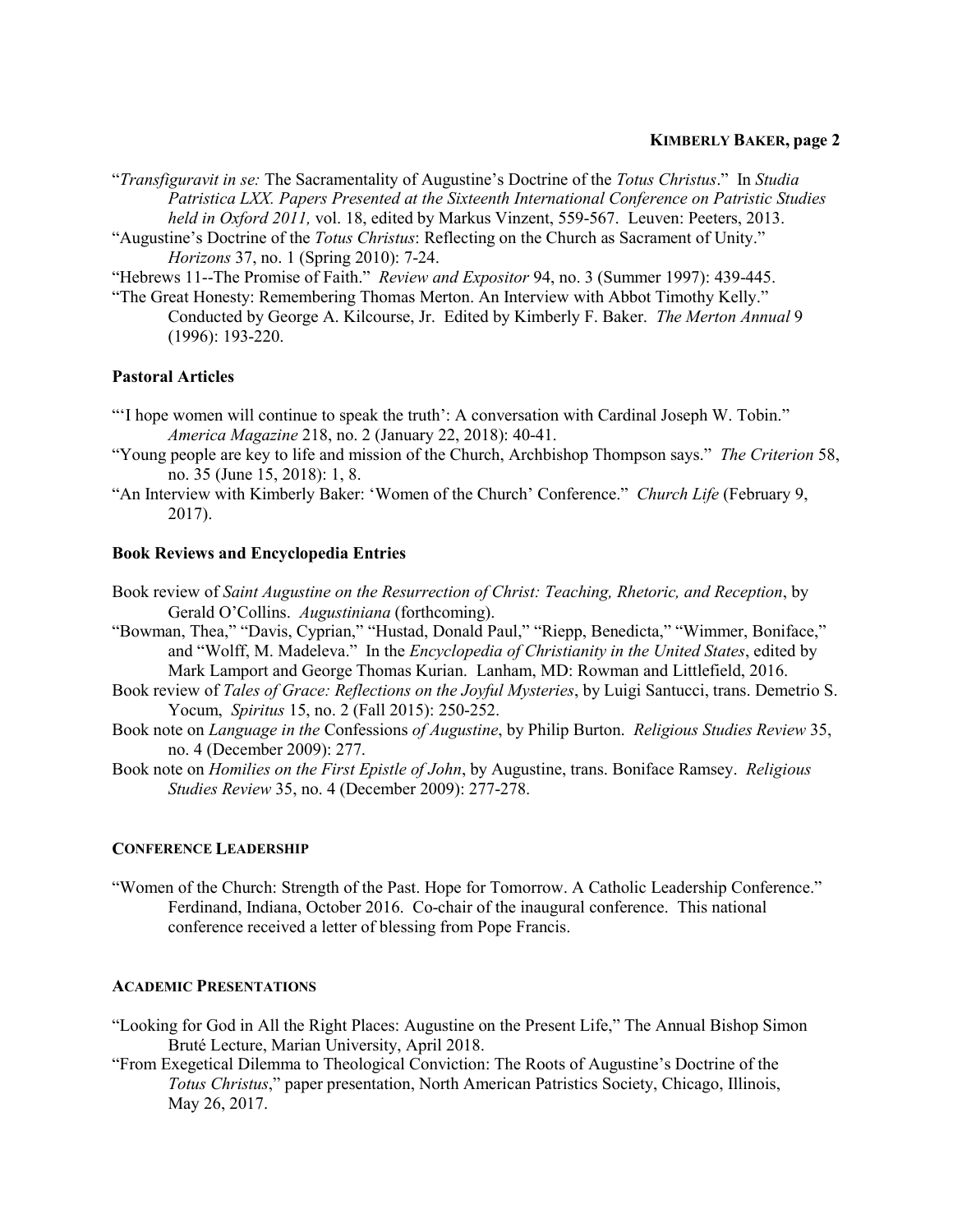"*Transfiguravit in se:* The Sacramentality of Augustine's Doctrine of the *Totus Christus*." In *Studia Patristica LXX. Papers Presented at the Sixteenth International Conference on Patristic Studies held in Oxford 2011,* vol. 18, edited by Markus Vinzent, 559-567. Leuven: Peeters, 2013.

"Augustine's Doctrine of the *Totus Christus*: Reflecting on the Church as Sacrament of Unity." *Horizons* 37, no. 1 (Spring 2010): 7-24.

"Hebrews 11--The Promise of Faith." *Review and Expositor* 94, no. 3 (Summer 1997): 439-445.

"The Great Honesty: Remembering Thomas Merton. An Interview with Abbot Timothy Kelly." Conducted by George A. Kilcourse, Jr. Edited by Kimberly F. Baker. *The Merton Annual* 9 (1996): 193-220.

### Pastoral Articles

"'I hope women will continue to speak the truth': A conversation with Cardinal Joseph W. Tobin." *America Magazine* 218, no. 2 (January 22, 2018): 40-41.

"Young people are key to life and mission of the Church, Archbishop Thompson says." *The Criterion* 58, no. 35 (June 15, 2018): 1, 8.

"An Interview with Kimberly Baker: 'Women of the Church' Conference." *Church Life* (February 9, 2017).

### Book Reviews and Encyclopedia Entries

Book review of *Saint Augustine on the Resurrection of Christ: Teaching, Rhetoric, and Reception*, by Gerald O'Collins. *Augustiniana* (forthcoming).

"Bowman, Thea," "Davis, Cyprian," "Hustad, Donald Paul," "Riepp, Benedicta," "Wimmer, Boniface," and "Wolff, M. Madeleva." In the *Encyclopedia of Christianity in the United States*, edited by Mark Lamport and George Thomas Kurian. Lanham, MD: Rowman and Littlefield, 2016.

Book review of *Tales of Grace: Reflections on the Joyful Mysteries*, by Luigi Santucci, trans. Demetrio S. Yocum, *Spiritus* 15, no. 2 (Fall 2015): 250-252.

Book note on *Language in the* Confessions *of Augustine*, by Philip Burton. *Religious Studies Review* 35, no. 4 (December 2009): 277.

Book note on *Homilies on the First Epistle of John*, by Augustine, trans. Boniface Ramsey. *Religious Studies Review* 35, no. 4 (December 2009): 277-278.

## CONFERENCE LEADERSHIP

"Women of the Church: Strength of the Past. Hope for Tomorrow. A Catholic Leadership Conference." Ferdinand, Indiana, October 2016. Co-chair of the inaugural conference. This national conference received a letter of blessing from Pope Francis.

## ACADEMIC PRESENTATIONS

"Looking for God in All the Right Places: Augustine on the Present Life," The Annual Bishop Simon Bruté Lecture, Marian University, April 2018.

"From Exegetical Dilemma to Theological Conviction: The Roots of Augustine's Doctrine of the *Totus Christus*," paper presentation, North American Patristics Society, Chicago, Illinois, May 26, 2017.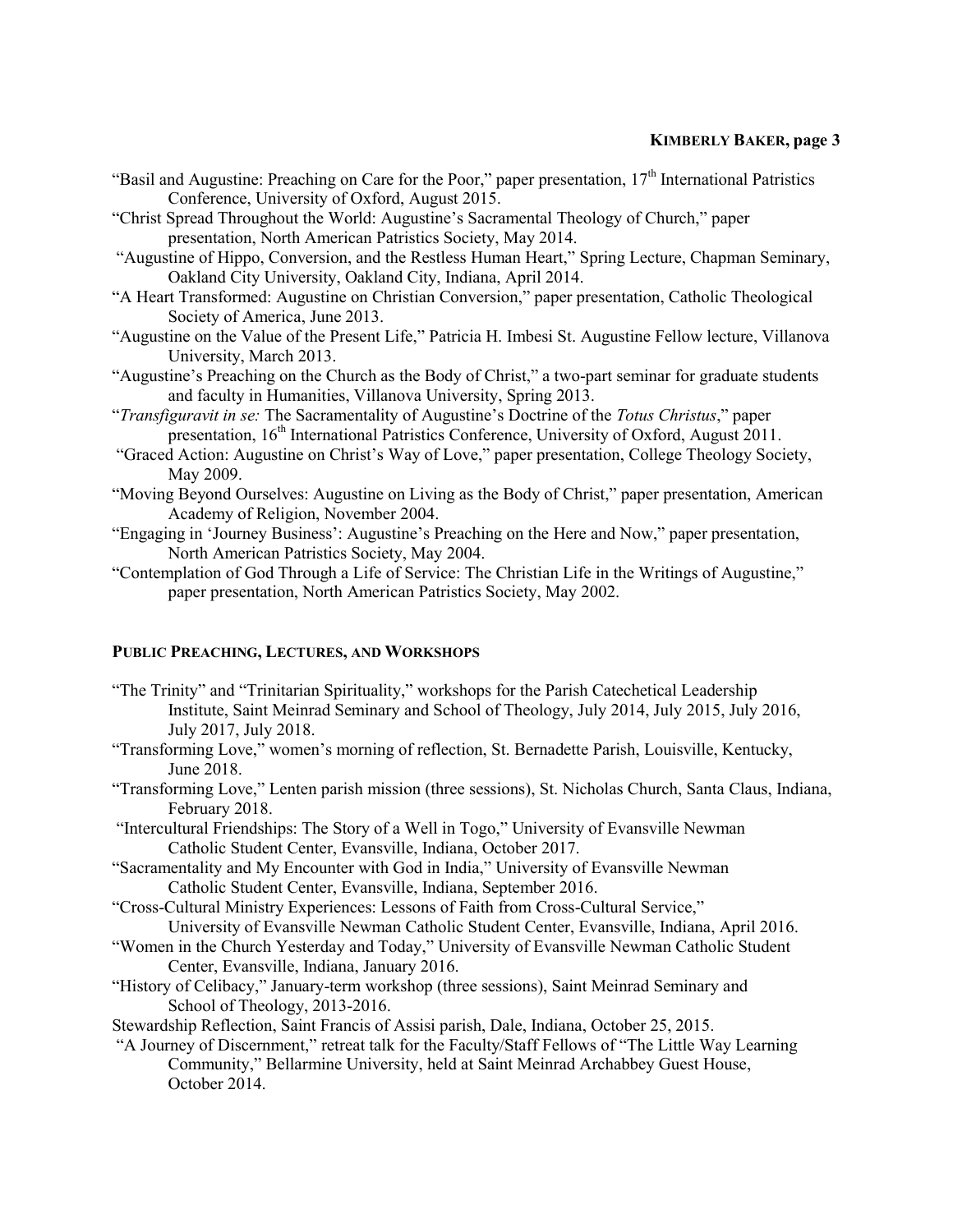"Basil and Augustine: Preaching on Care for the Poor," paper presentation, 17th International Patristics Conference, University of Oxford, August 2015.

"Christ Spread Throughout the World: Augustine's Sacramental Theology of Church," paper presentation, North American Patristics Society, May 2014.

"Augustine of Hippo, Conversion, and the Restless Human Heart," Spring Lecture, Chapman Seminary, Oakland City University, Oakland City, Indiana, April 2014.

"A Heart Transformed: Augustine on Christian Conversion," paper presentation, Catholic Theological Society of America, June 2013.

"Augustine on the Value of the Present Life," Patricia H. Imbesi St. Augustine Fellow lecture, Villanova University, March 2013.

"Augustine's Preaching on the Church as the Body of Christ," a two-part seminar for graduate students and faculty in Humanities, Villanova University, Spring 2013.

"*Transfiguravit in se:* The Sacramentality of Augustine's Doctrine of the *Totus Christus*," paper presentation, 16th International Patristics Conference, University of Oxford, August 2011.

"Graced Action: Augustine on Christ's Way of Love," paper presentation, College Theology Society, May 2009.

"Moving Beyond Ourselves: Augustine on Living as the Body of Christ," paper presentation, American Academy of Religion, November 2004.

"Engaging in 'Journey Business': Augustine's Preaching on the Here and Now," paper presentation, North American Patristics Society, May 2004.

"Contemplation of God Through a Life of Service: The Christian Life in the Writings of Augustine," paper presentation, North American Patristics Society, May 2002.

## Public Preaching, Lectures, and Workshops

"The Trinity" and "Trinitarian Spirituality," workshops for the Parish Catechetical Leadership Institute, Saint Meinrad Seminary and School of Theology, July 2014, July 2015, July 2016, July 2017, July 2018.

"Transforming Love," women's morning of reflection, St. Bernadette Parish, Louisville, Kentucky, June 2018.

"Transforming Love," Lenten parish mission (three sessions), St. Nicholas Church, Santa Claus, Indiana, February 2018.

"Intercultural Friendships: The Story of a Well in Togo," University of Evansville Newman Catholic Student Center, Evansville, Indiana, October 2017.

"Sacramentality and My Encounter with God in India," University of Evansville Newman Catholic Student Center, Evansville, Indiana, September 2016.

"Cross-Cultural Ministry Experiences: Lessons of Faith from Cross-Cultural Service," University of Evansville Newman Catholic Student Center, Evansville, Indiana, April 2016.

"Women in the Church Yesterday and Today," University of Evansville Newman Catholic Student Center, Evansville, Indiana, January 2016.

"History of Celibacy," January-term workshop (three sessions), Saint Meinrad Seminary and School of Theology, 2013-2016.

Stewardship Reflection, Saint Francis of Assisi parish, Dale, Indiana, October 25, 2015.

"A Journey of Discernment," retreat talk for the Faculty/Staff Fellows of "The Little Way Learning Community," Bellarmine University, held at Saint Meinrad Archabbey Guest House, October 2014.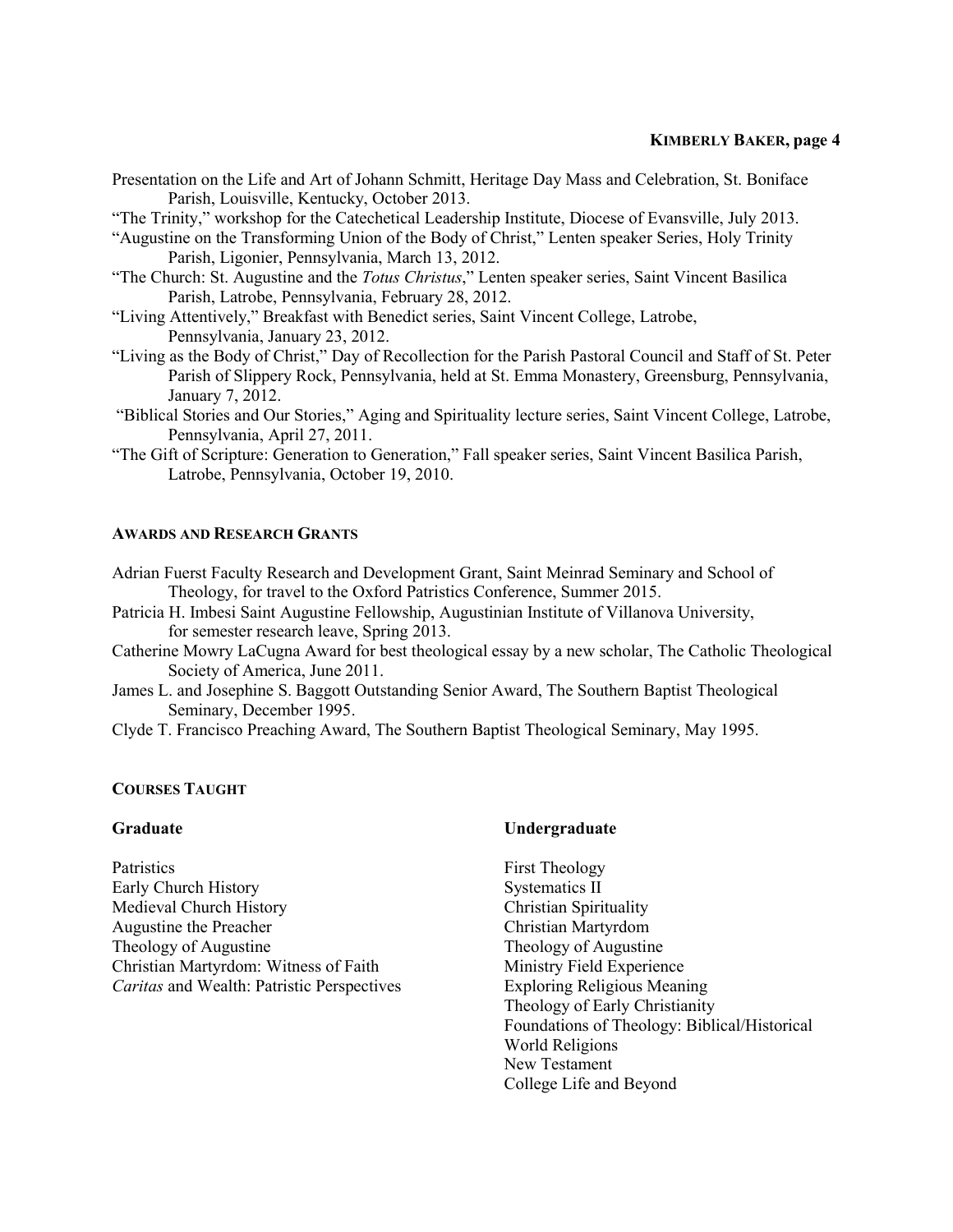Presentation on the Life and Art of Johann Schmitt, Heritage Day Mass and Celebration, St. Boniface Parish, Louisville, Kentucky, October 2013.

"The Trinity," workshop for the Catechetical Leadership Institute, Diocese of Evansville, July 2013.

"Augustine on the Transforming Union of the Body of Christ," Lenten speaker Series, Holy Trinity Parish, Ligonier, Pennsylvania, March 13, 2012.

"The Church: St. Augustine and the *Totus Christus*," Lenten speaker series, Saint Vincent Basilica Parish, Latrobe, Pennsylvania, February 28, 2012.

"Living Attentively," Breakfast with Benedict series, Saint Vincent College, Latrobe, Pennsylvania, January 23, 2012.

"Living as the Body of Christ," Day of Recollection for the Parish Pastoral Council and Staff of St. Peter Parish of Slippery Rock, Pennsylvania, held at St. Emma Monastery, Greensburg, Pennsylvania, January 7, 2012.

"Biblical Stories and Our Stories," Aging and Spirituality lecture series, Saint Vincent College, Latrobe, Pennsylvania, April 27, 2011.

"The Gift of Scripture: Generation to Generation," Fall speaker series, Saint Vincent Basilica Parish, Latrobe, Pennsylvania, October 19, 2010.

## AWARDS AND RESEARCH GRANTS

Adrian Fuerst Faculty Research and Development Grant, Saint Meinrad Seminary and School of Theology, for travel to the Oxford Patristics Conference, Summer 2015.

Patricia H. Imbesi Saint Augustine Fellowship, Augustinian Institute of Villanova University, for semester research leave, Spring 2013.

Catherine Mowry LaCugna Award for best theological essay by a new scholar, The Catholic Theological Society of America, June 2011.

James L. and Josephine S. Baggott Outstanding Senior Award, The Southern Baptist Theological Seminary, December 1995.

Clyde T. Francisco Preaching Award, The Southern Baptist Theological Seminary, May 1995.

## COURSES TAUGHT

### Graduate

Patristics
Early Church History
Medieval Church History
Augustine the Preacher
Theology of Augustine
Christian Martyrdom: Witness of Faith
*Caritas* and Wealth: Patristic Perspectives

### Undergraduate

First Theology
Systematics II
Christian Spirituality
Christian Martyrdom
Theology of Augustine
Ministry Field Experience
Exploring Religious Meaning
Theology of Early Christianity
Foundations of Theology: Biblical/Historical
World Religions
New Testament
College Life and Beyond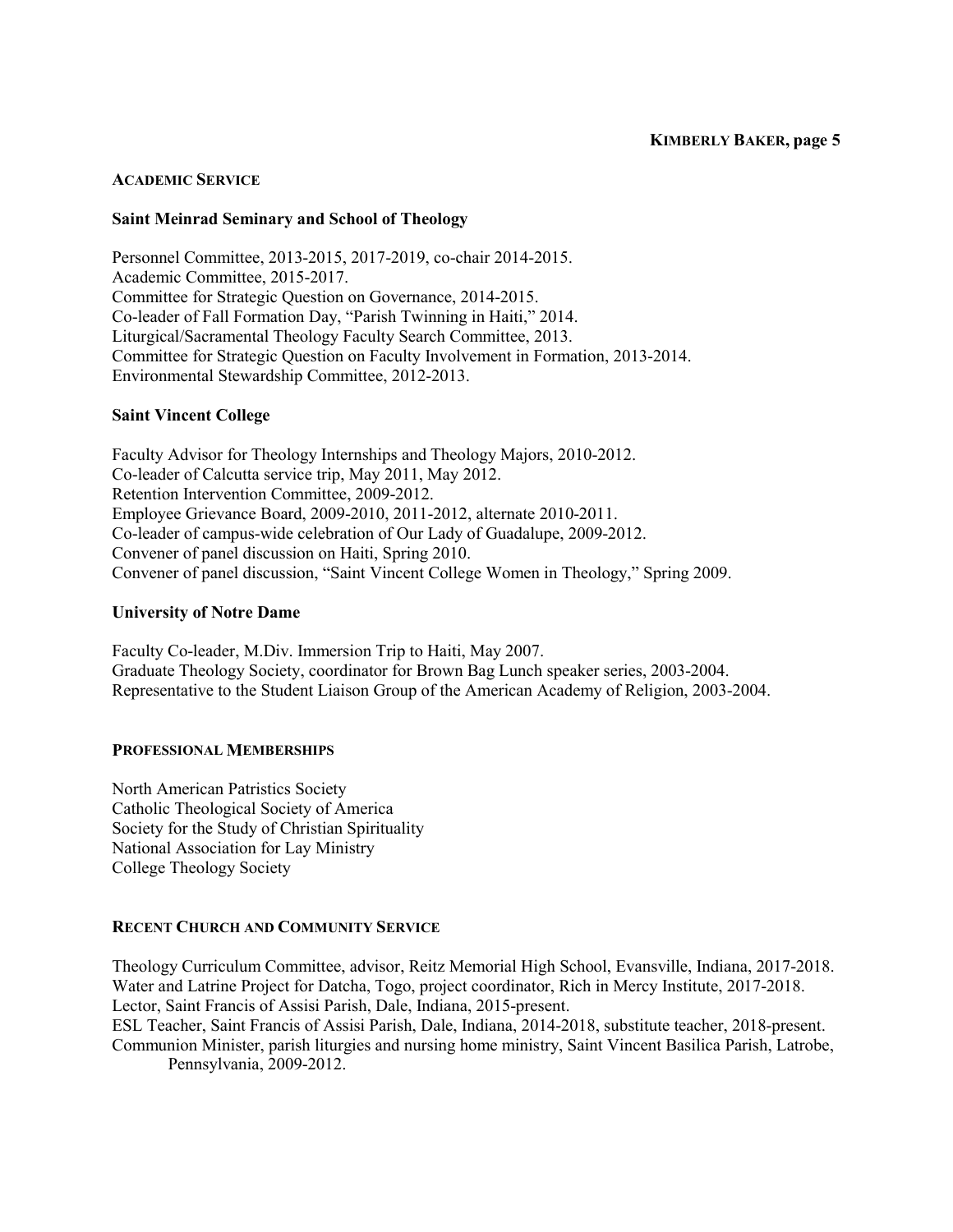## ACADEMIC SERVICE

### Saint Meinrad Seminary and School of Theology

Personnel Committee, 2013-2015, 2017-2019, co-chair 2014-2015.
Academic Committee, 2015-2017.
Committee for Strategic Question on Governance, 2014-2015.
Co-leader of Fall Formation Day, "Parish Twinning in Haiti," 2014.
Liturgical/Sacramental Theology Faculty Search Committee, 2013.
Committee for Strategic Question on Faculty Involvement in Formation, 2013-2014.
Environmental Stewardship Committee, 2012-2013.

### Saint Vincent College

Faculty Advisor for Theology Internships and Theology Majors, 2010-2012.
Co-leader of Calcutta service trip, May 2011, May 2012.
Retention Intervention Committee, 2009-2012.
Employee Grievance Board, 2009-2010, 2011-2012, alternate 2010-2011.
Co-leader of campus-wide celebration of Our Lady of Guadalupe, 2009-2012.
Convener of panel discussion on Haiti, Spring 2010.
Convener of panel discussion, "Saint Vincent College Women in Theology," Spring 2009.

### University of Notre Dame

Faculty Co-leader, M.Div. Immersion Trip to Haiti, May 2007.
Graduate Theology Society, coordinator for Brown Bag Lunch speaker series, 2003-2004.
Representative to the Student Liaison Group of the American Academy of Religion, 2003-2004.

## PROFESSIONAL MEMBERSHIPS

North American Patristics Society
Catholic Theological Society of America
Society for the Study of Christian Spirituality
National Association for Lay Ministry
College Theology Society

## RECENT CHURCH AND COMMUNITY SERVICE

Theology Curriculum Committee, advisor, Reitz Memorial High School, Evansville, Indiana, 2017-2018.
Water and Latrine Project for Datcha, Togo, project coordinator, Rich in Mercy Institute, 2017-2018.
Lector, Saint Francis of Assisi Parish, Dale, Indiana, 2015-present.
ESL Teacher, Saint Francis of Assisi Parish, Dale, Indiana, 2014-2018, substitute teacher, 2018-present.
Communion Minister, parish liturgies and nursing home ministry, Saint Vincent Basilica Parish, Latrobe, Pennsylvania, 2009-2012.